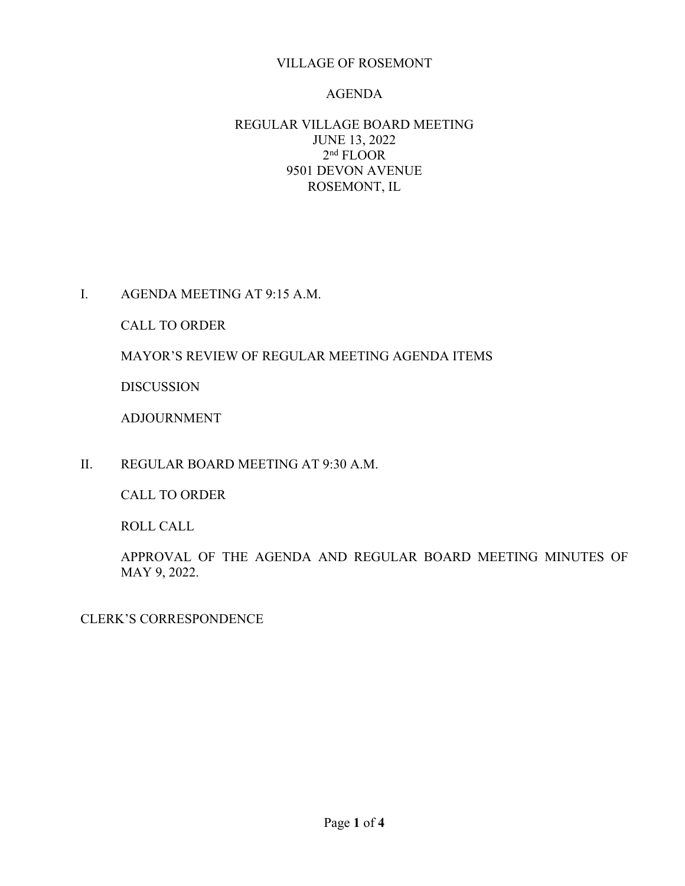# VILLAGE OF ROSEMONT

## AGENDA

### REGULAR VILLAGE BOARD MEETING
JUNE 13, 2022
2nd FLOOR
9501 DEVON AVENUE
ROSEMONT, IL

I. AGENDA MEETING AT 9:15 A.M.

CALL TO ORDER

MAYOR'S REVIEW OF REGULAR MEETING AGENDA ITEMS

DISCUSSION

ADJOURNMENT

II. REGULAR BOARD MEETING AT 9:30 A.M.

CALL TO ORDER

ROLL CALL

APPROVAL OF THE AGENDA AND REGULAR BOARD MEETING MINUTES OF MAY 9, 2022.

CLERK'S CORRESPONDENCE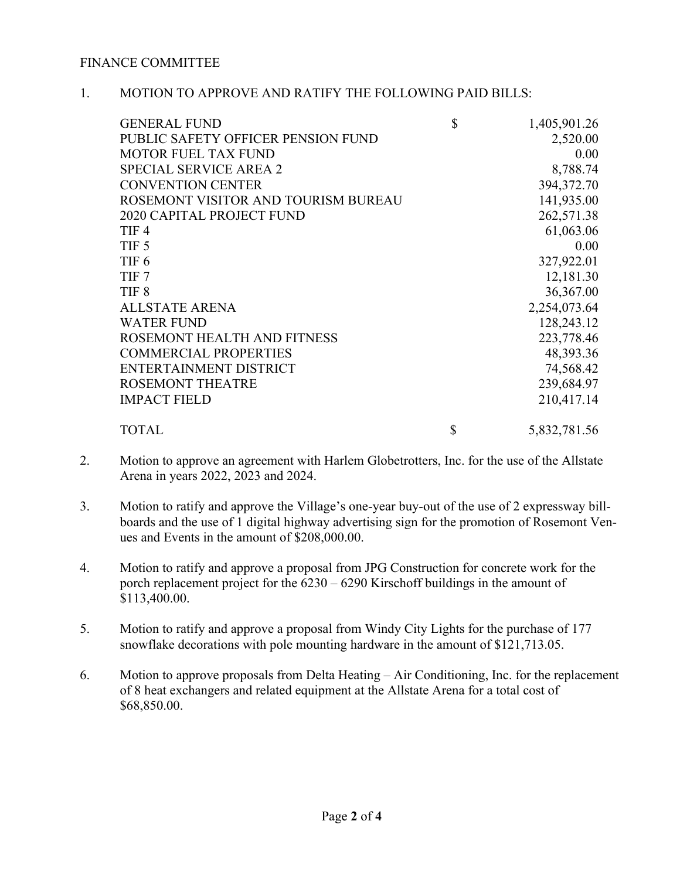FINANCE COMMITTEE

1. MOTION TO APPROVE AND RATIFY THE FOLLOWING PAID BILLS:

| Fund | | Amount |
|---|---|---|
| GENERAL FUND | $ | 1,405,901.26 |
| PUBLIC SAFETY OFFICER PENSION FUND | | 2,520.00 |
| MOTOR FUEL TAX FUND | | 0.00 |
| SPECIAL SERVICE AREA 2 | | 8,788.74 |
| CONVENTION CENTER | | 394,372.70 |
| ROSEMONT VISITOR AND TOURISM BUREAU | | 141,935.00 |
| 2020 CAPITAL PROJECT FUND | | 262,571.38 |
| TIF 4 | | 61,063.06 |
| TIF 5 | | 0.00 |
| TIF 6 | | 327,922.01 |
| TIF 7 | | 12,181.30 |
| TIF 8 | | 36,367.00 |
| ALLSTATE ARENA | | 2,254,073.64 |
| WATER FUND | | 128,243.12 |
| ROSEMONT HEALTH AND FITNESS | | 223,778.46 |
| COMMERCIAL PROPERTIES | | 48,393.36 |
| ENTERTAINMENT DISTRICT | | 74,568.42 |
| ROSEMONT THEATRE | | 239,684.97 |
| IMPACT FIELD | | 210,417.14 |
| TOTAL | $ | 5,832,781.56 |

2. Motion to approve an agreement with Harlem Globetrotters, Inc. for the use of the Allstate Arena in years 2022, 2023 and 2024.

3. Motion to ratify and approve the Village's one-year buy-out of the use of 2 expressway billboards and the use of 1 digital highway advertising sign for the promotion of Rosemont Venues and Events in the amount of $208,000.00.

4. Motion to ratify and approve a proposal from JPG Construction for concrete work for the porch replacement project for the 6230 – 6290 Kirschoff buildings in the amount of $113,400.00.

5. Motion to ratify and approve a proposal from Windy City Lights for the purchase of 177 snowflake decorations with pole mounting hardware in the amount of $121,713.05.

6. Motion to approve proposals from Delta Heating – Air Conditioning, Inc. for the replacement of 8 heat exchangers and related equipment at the Allstate Arena for a total cost of $68,850.00.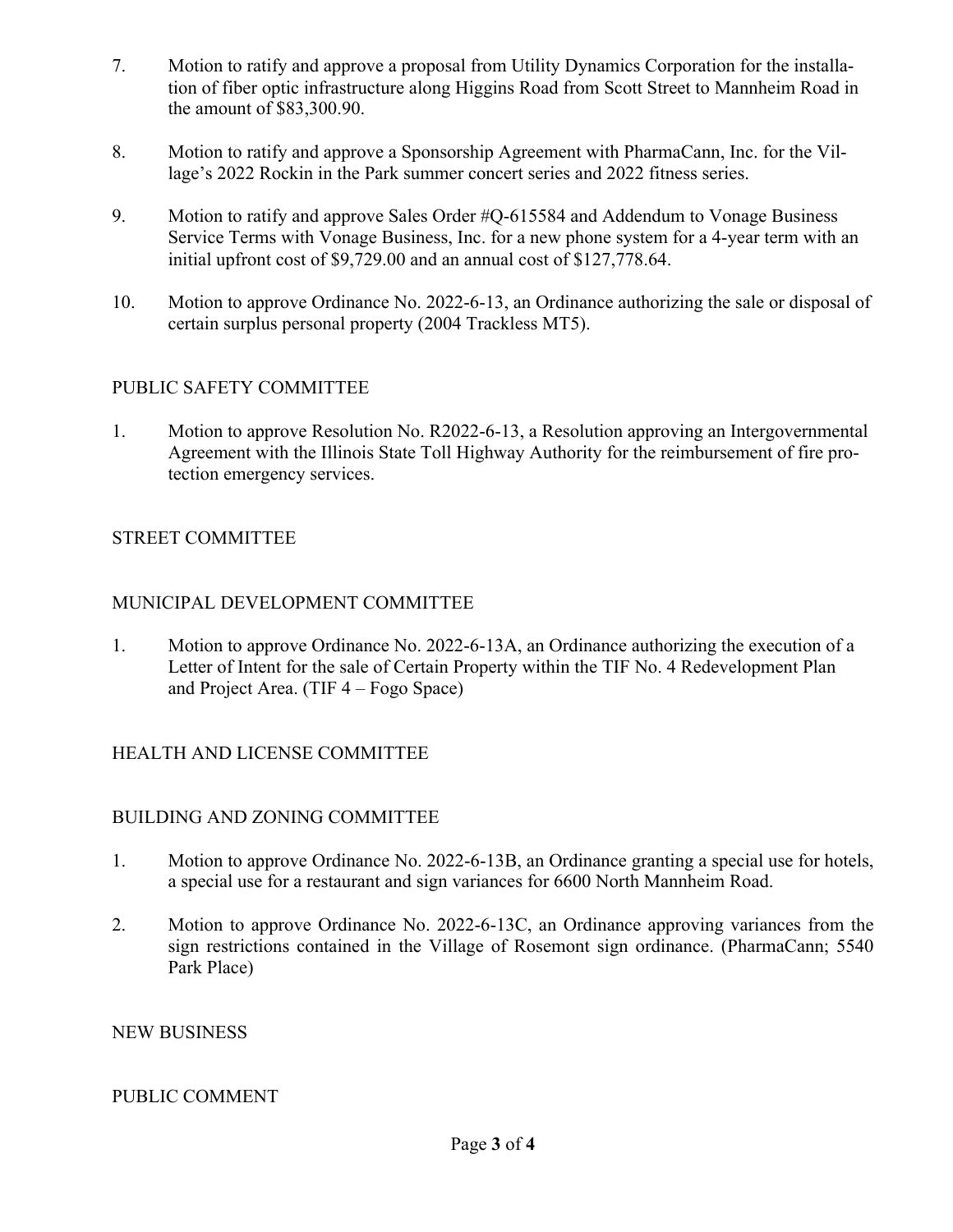7. Motion to ratify and approve a proposal from Utility Dynamics Corporation for the installation of fiber optic infrastructure along Higgins Road from Scott Street to Mannheim Road in the amount of $83,300.90.

8. Motion to ratify and approve a Sponsorship Agreement with PharmaCann, Inc. for the Village's 2022 Rockin in the Park summer concert series and 2022 fitness series.

9. Motion to ratify and approve Sales Order #Q-615584 and Addendum to Vonage Business Service Terms with Vonage Business, Inc. for a new phone system for a 4-year term with an initial upfront cost of $9,729.00 and an annual cost of $127,778.64.

10. Motion to approve Ordinance No. 2022-6-13, an Ordinance authorizing the sale or disposal of certain surplus personal property (2004 Trackless MT5).

## PUBLIC SAFETY COMMITTEE

1. Motion to approve Resolution No. R2022-6-13, a Resolution approving an Intergovernmental Agreement with the Illinois State Toll Highway Authority for the reimbursement of fire protection emergency services.

## STREET COMMITTEE

## MUNICIPAL DEVELOPMENT COMMITTEE

1. Motion to approve Ordinance No. 2022-6-13A, an Ordinance authorizing the execution of a Letter of Intent for the sale of Certain Property within the TIF No. 4 Redevelopment Plan and Project Area. (TIF 4 – Fogo Space)

## HEALTH AND LICENSE COMMITTEE

## BUILDING AND ZONING COMMITTEE

1. Motion to approve Ordinance No. 2022-6-13B, an Ordinance granting a special use for hotels, a special use for a restaurant and sign variances for 6600 North Mannheim Road.

2. Motion to approve Ordinance No. 2022-6-13C, an Ordinance approving variances from the sign restrictions contained in the Village of Rosemont sign ordinance. (PharmaCann; 5540 Park Place)

## NEW BUSINESS

## PUBLIC COMMENT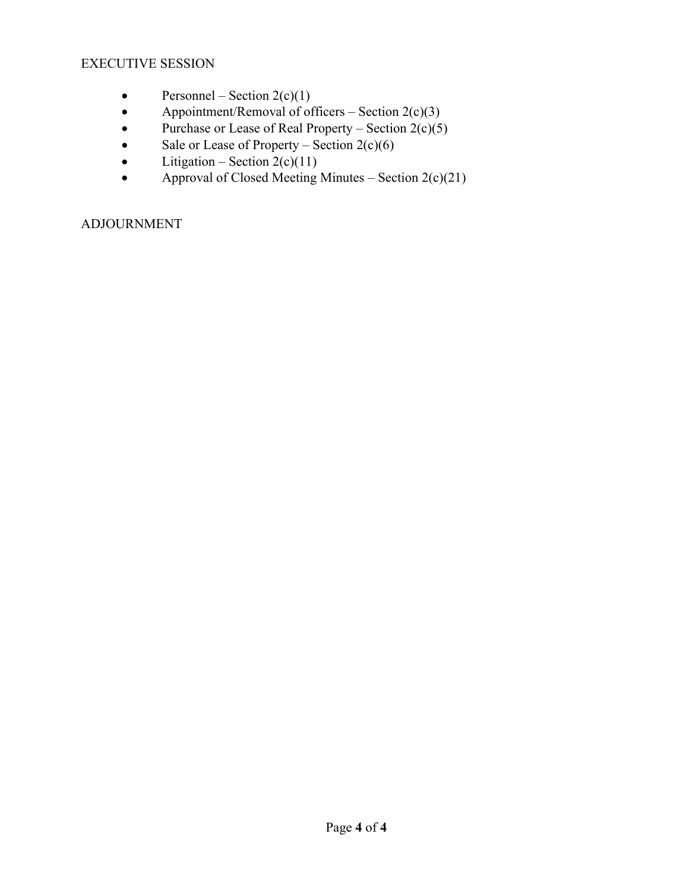EXECUTIVE SESSION

- Personnel – Section 2(c)(1)
- Appointment/Removal of officers – Section 2(c)(3)
- Purchase or Lease of Real Property – Section 2(c)(5)
- Sale or Lease of Property – Section 2(c)(6)
- Litigation – Section 2(c)(11)
- Approval of Closed Meeting Minutes – Section 2(c)(21)

ADJOURNMENT